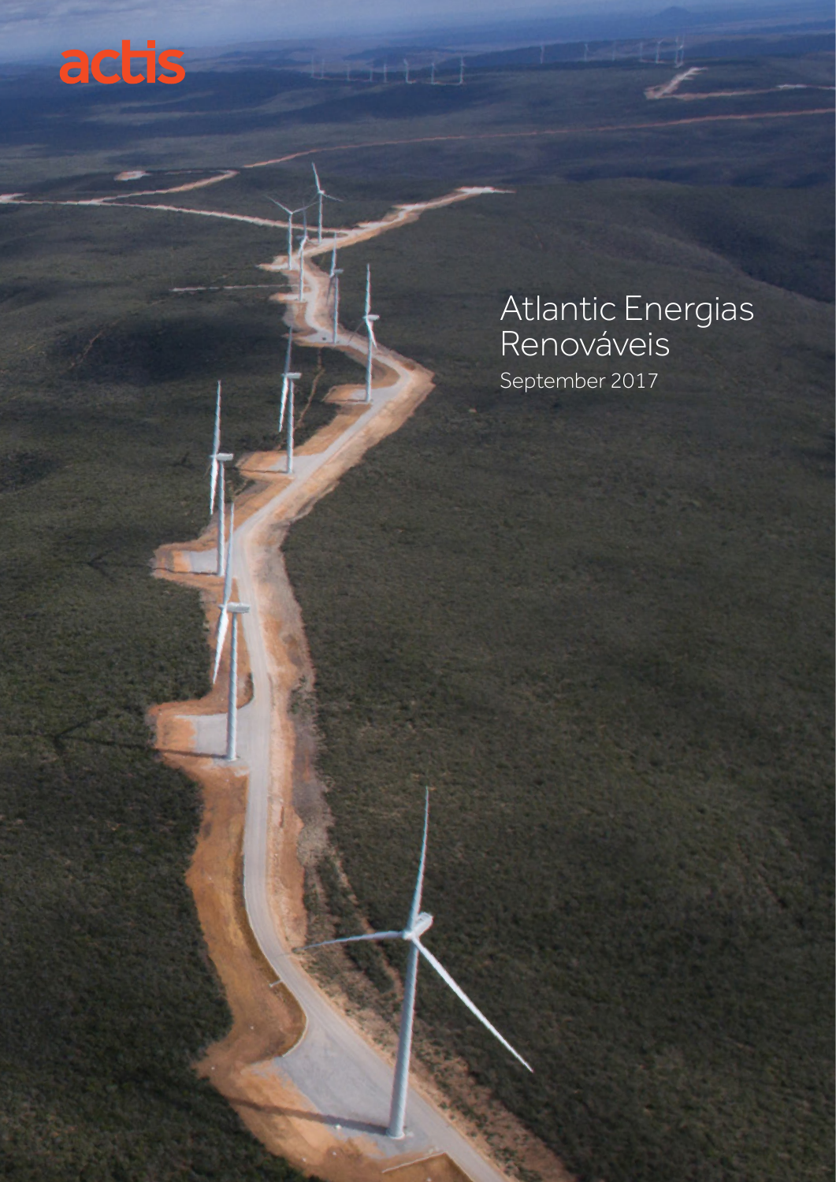actis

# Atlantic Energias Renováveis

September 2017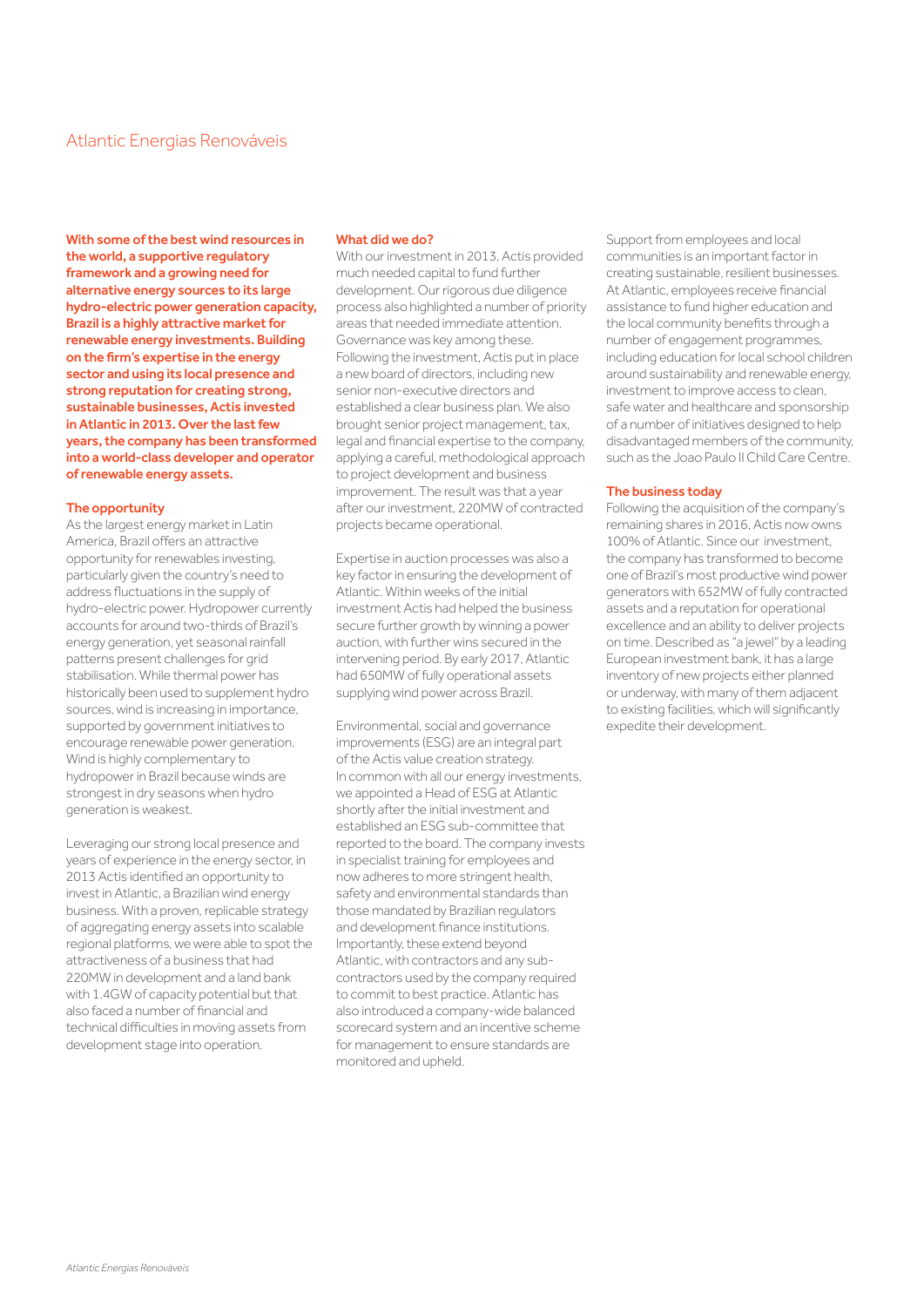# Atlantic Energias Renováveis

**With some of the best wind resources in the world, a supportive regulatory framework and a growing need for alternative energy sources to its large hydro-electric power generation capacity, Brazil is a highly attractive market for renewable energy investments. Building on the firm's expertise in the energy sector and using its local presence and strong reputation for creating strong, sustainable businesses, Actis invested in Atlantic in 2013. Over the last few years, the company has been transformed into a world-class developer and operator of renewable energy assets.**

## The opportunity

As the largest energy market in Latin America, Brazil offers an attractive opportunity for renewables investing, particularly given the country's need to address fluctuations in the supply of hydro-electric power. Hydropower currently accounts for around two-thirds of Brazil's energy generation, yet seasonal rainfall patterns present challenges for grid stabilisation. While thermal power has historically been used to supplement hydro sources, wind is increasing in importance, supported by government initiatives to encourage renewable power generation. Wind is highly complementary to hydropower in Brazil because winds are strongest in dry seasons when hydro generation is weakest.

Leveraging our strong local presence and years of experience in the energy sector, in 2013 Actis identified an opportunity to invest in Atlantic, a Brazilian wind energy business. With a proven, replicable strategy of aggregating energy assets into scalable regional platforms, we were able to spot the attractiveness of a business that had 220MW in development and a land bank with 1.4GW of capacity potential but that also faced a number of financial and technical difficulties in moving assets from development stage into operation.

## What did we do?

With our investment in 2013, Actis provided much needed capital to fund further development. Our rigorous due diligence process also highlighted a number of priority areas that needed immediate attention. Governance was key among these. Following the investment, Actis put in place a new board of directors, including new senior non-executive directors and established a clear business plan. We also brought senior project management, tax, legal and financial expertise to the company, applying a careful, methodological approach to project development and business improvement. The result was that a year after our investment, 220MW of contracted projects became operational.

Expertise in auction processes was also a key factor in ensuring the development of Atlantic. Within weeks of the initial investment Actis had helped the business secure further growth by winning a power auction, with further wins secured in the intervening period. By early 2017, Atlantic had 650MW of fully operational assets supplying wind power across Brazil.

Environmental, social and governance improvements (ESG) are an integral part of the Actis value creation strategy. In common with all our energy investments, we appointed a Head of ESG at Atlantic shortly after the initial investment and established an ESG sub-committee that reported to the board. The company invests in specialist training for employees and now adheres to more stringent health, safety and environmental standards than those mandated by Brazilian regulators and development finance institutions. Importantly, these extend beyond Atlantic, with contractors and any sub-contractors used by the company required to commit to best practice. Atlantic has also introduced a company-wide balanced scorecard system and an incentive scheme for management to ensure standards are monitored and upheld.

Support from employees and local communities is an important factor in creating sustainable, resilient businesses. At Atlantic, employees receive financial assistance to fund higher education and the local community benefits through a number of engagement programmes, including education for local school children around sustainability and renewable energy, investment to improve access to clean, safe water and healthcare and sponsorship of a number of initiatives designed to help disadvantaged members of the community, such as the Joao Paulo II Child Care Centre.

## The business today

Following the acquisition of the company's remaining shares in 2016, Actis now owns 100% of Atlantic. Since our investment, the company has transformed to become one of Brazil's most productive wind power generators with 652MW of fully contracted assets and a reputation for operational excellence and an ability to deliver projects on time. Described as "a jewel" by a leading European investment bank, it has a large inventory of new projects either planned or underway, with many of them adjacent to existing facilities, which will significantly expedite their development.